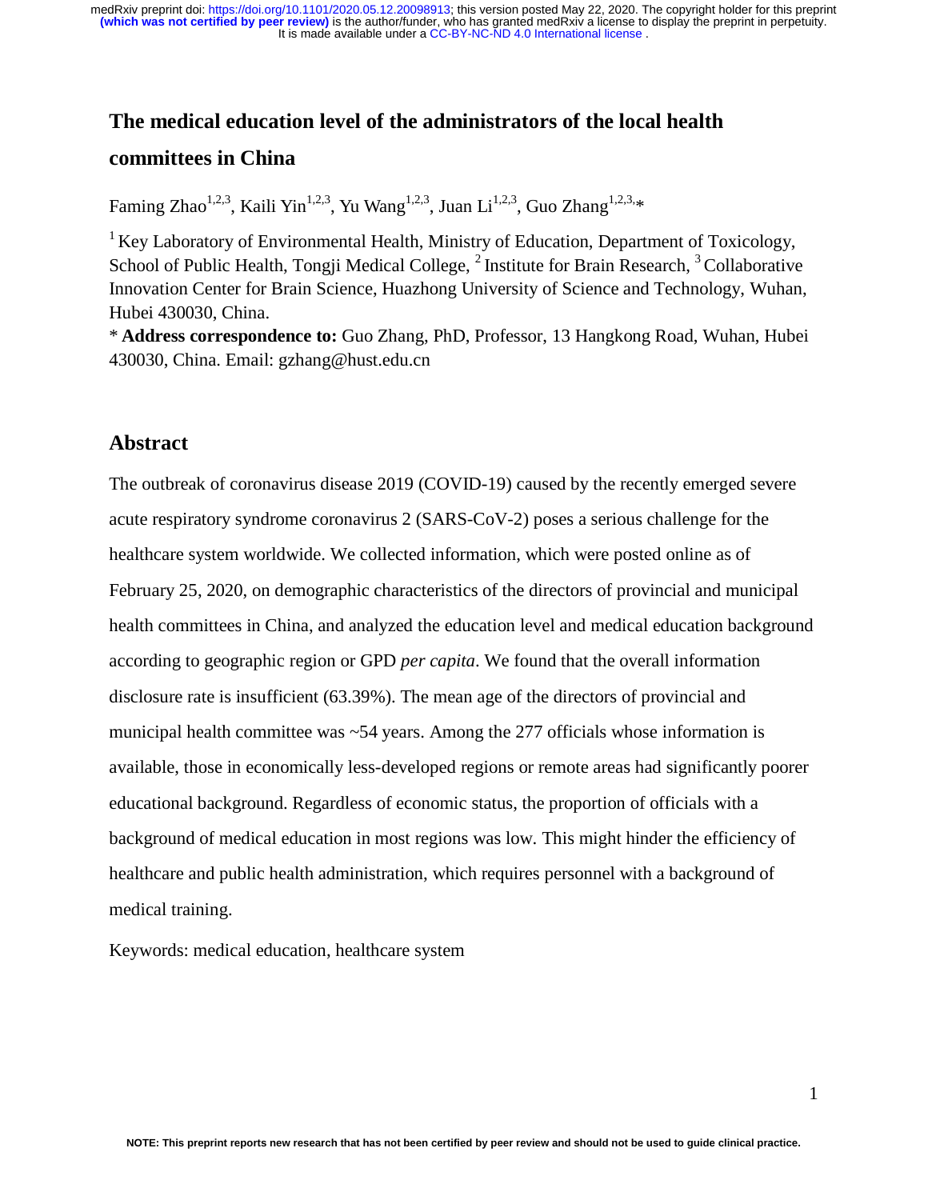# The medical education level of the administrators of the local health committees in China

Faming Zhao[1,2,3], Kaili Yin[1,2,3], Yu Wang[1,2,3], Juan Li[1,2,3], Guo Zhang[1,2,3,*]

[1] Key Laboratory of Environmental Health, Ministry of Education, Department of Toxicology, School of Public Health, Tongji Medical College, [2] Institute for Brain Research, [3] Collaborative Innovation Center for Brain Science, Huazhong University of Science and Technology, Wuhan, Hubei 430030, China.

* **Address correspondence to:** Guo Zhang, PhD, Professor, 13 Hangkong Road, Wuhan, Hubei 430030, China. Email: gzhang@hust.edu.cn

## Abstract

The outbreak of coronavirus disease 2019 (COVID-19) caused by the recently emerged severe acute respiratory syndrome coronavirus 2 (SARS-CoV-2) poses a serious challenge for the healthcare system worldwide. We collected information, which were posted online as of February 25, 2020, on demographic characteristics of the directors of provincial and municipal health committees in China, and analyzed the education level and medical education background according to geographic region or GPD *per capita*. We found that the overall information disclosure rate is insufficient (63.39%). The mean age of the directors of provincial and municipal health committee was ~54 years. Among the 277 officials whose information is available, those in economically less-developed regions or remote areas had significantly poorer educational background. Regardless of economic status, the proportion of officials with a background of medical education in most regions was low. This might hinder the efficiency of healthcare and public health administration, which requires personnel with a background of medical training.

Keywords: medical education, healthcare system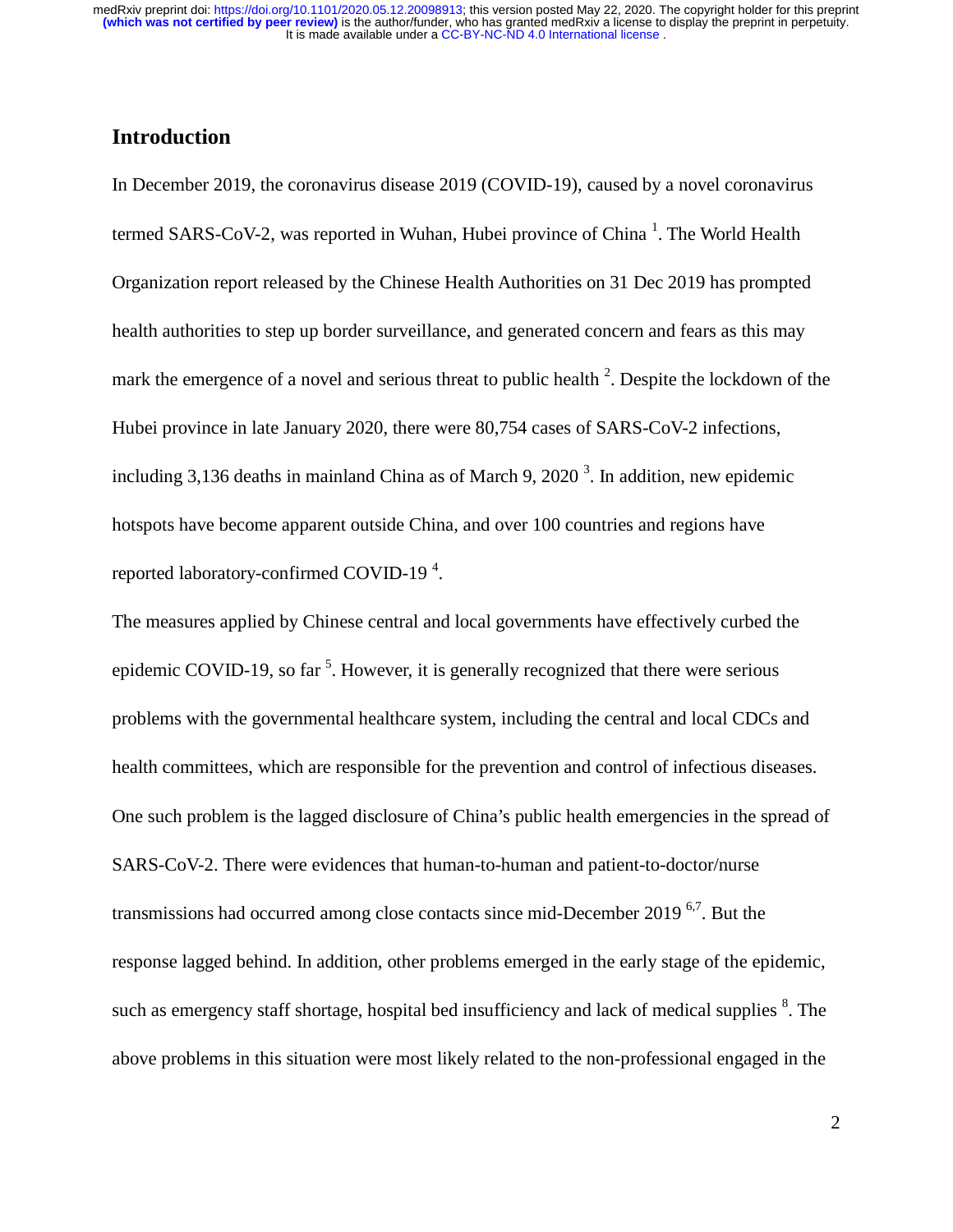## Introduction

In December 2019, the coronavirus disease 2019 (COVID-19), caused by a novel coronavirus termed SARS-CoV-2, was reported in Wuhan, Hubei province of China [1]. The World Health Organization report released by the Chinese Health Authorities on 31 Dec 2019 has prompted health authorities to step up border surveillance, and generated concern and fears as this may mark the emergence of a novel and serious threat to public health [2]. Despite the lockdown of the Hubei province in late January 2020, there were 80,754 cases of SARS-CoV-2 infections, including 3,136 deaths in mainland China as of March 9, 2020 [3]. In addition, new epidemic hotspots have become apparent outside China, and over 100 countries and regions have reported laboratory-confirmed COVID-19 [4].

The measures applied by Chinese central and local governments have effectively curbed the epidemic COVID-19, so far [5]. However, it is generally recognized that there were serious problems with the governmental healthcare system, including the central and local CDCs and health committees, which are responsible for the prevention and control of infectious diseases. One such problem is the lagged disclosure of China's public health emergencies in the spread of SARS-CoV-2. There were evidences that human-to-human and patient-to-doctor/nurse transmissions had occurred among close contacts since mid-December 2019 [6,7]. But the response lagged behind. In addition, other problems emerged in the early stage of the epidemic, such as emergency staff shortage, hospital bed insufficiency and lack of medical supplies [8]. The above problems in this situation were most likely related to the non-professional engaged in the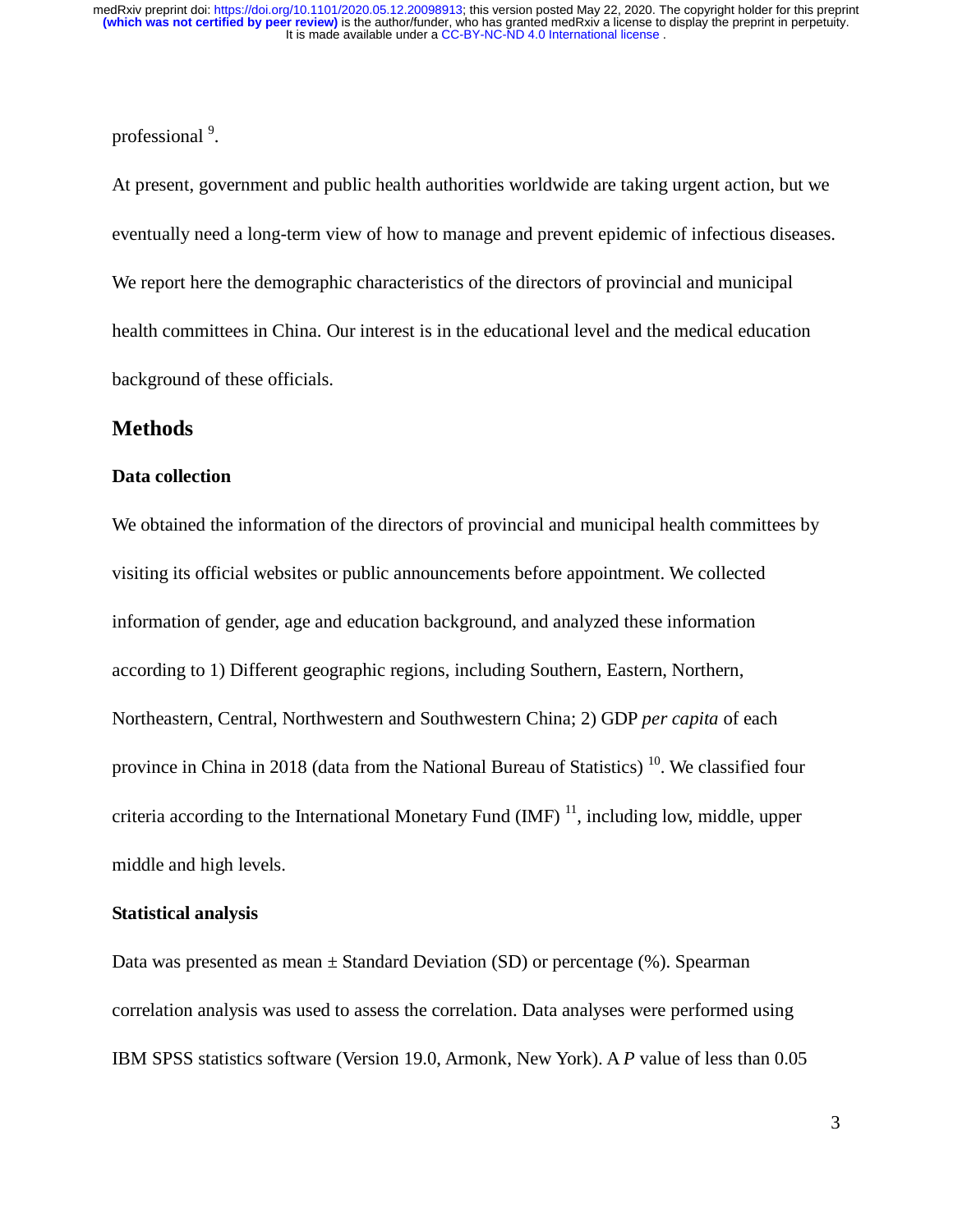professional [9].

At present, government and public health authorities worldwide are taking urgent action, but we eventually need a long-term view of how to manage and prevent epidemic of infectious diseases. We report here the demographic characteristics of the directors of provincial and municipal health committees in China. Our interest is in the educational level and the medical education background of these officials.

## Methods

### Data collection

We obtained the information of the directors of provincial and municipal health committees by visiting its official websites or public announcements before appointment. We collected information of gender, age and education background, and analyzed these information according to 1) Different geographic regions, including Southern, Eastern, Northern, Northeastern, Central, Northwestern and Southwestern China; 2) GDP *per capita* of each province in China in 2018 (data from the National Bureau of Statistics) [10]. We classified four criteria according to the International Monetary Fund (IMF) [11], including low, middle, upper middle and high levels.

### Statistical analysis

Data was presented as mean ± Standard Deviation (SD) or percentage (%). Spearman correlation analysis was used to assess the correlation. Data analyses were performed using IBM SPSS statistics software (Version 19.0, Armonk, New York). A *P* value of less than 0.05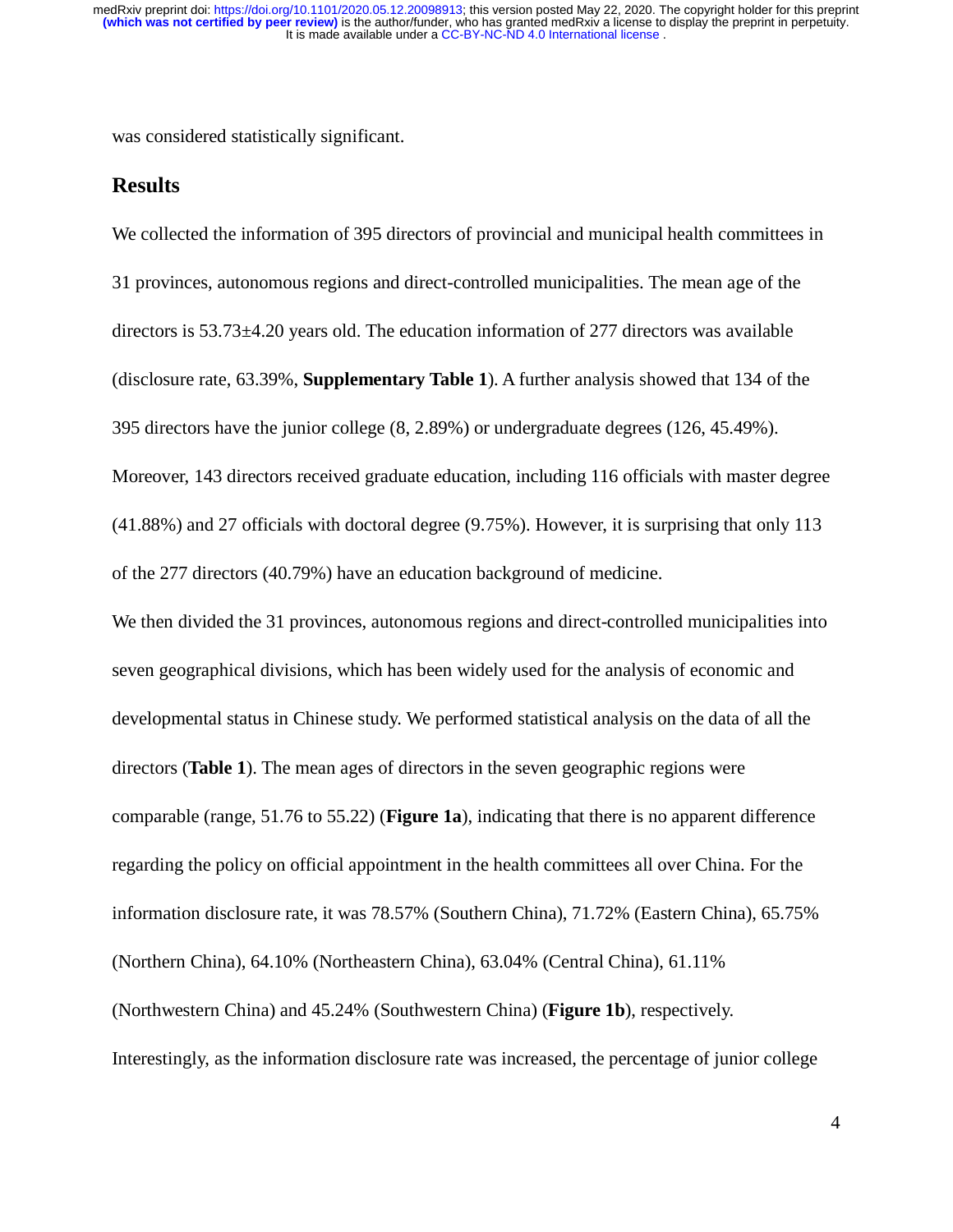was considered statistically significant.

## Results

We collected the information of 395 directors of provincial and municipal health committees in 31 provinces, autonomous regions and direct-controlled municipalities. The mean age of the directors is 53.73±4.20 years old. The education information of 277 directors was available (disclosure rate, 63.39%, **Supplementary Table 1**). A further analysis showed that 134 of the 395 directors have the junior college (8, 2.89%) or undergraduate degrees (126, 45.49%). Moreover, 143 directors received graduate education, including 116 officials with master degree (41.88%) and 27 officials with doctoral degree (9.75%). However, it is surprising that only 113 of the 277 directors (40.79%) have an education background of medicine.

We then divided the 31 provinces, autonomous regions and direct-controlled municipalities into seven geographical divisions, which has been widely used for the analysis of economic and developmental status in Chinese study. We performed statistical analysis on the data of all the directors (**Table 1**). The mean ages of directors in the seven geographic regions were comparable (range, 51.76 to 55.22) (**Figure 1a**), indicating that there is no apparent difference regarding the policy on official appointment in the health committees all over China. For the information disclosure rate, it was 78.57% (Southern China), 71.72% (Eastern China), 65.75% (Northern China), 64.10% (Northeastern China), 63.04% (Central China), 61.11% (Northwestern China) and 45.24% (Southwestern China) (**Figure 1b**), respectively. Interestingly, as the information disclosure rate was increased, the percentage of junior college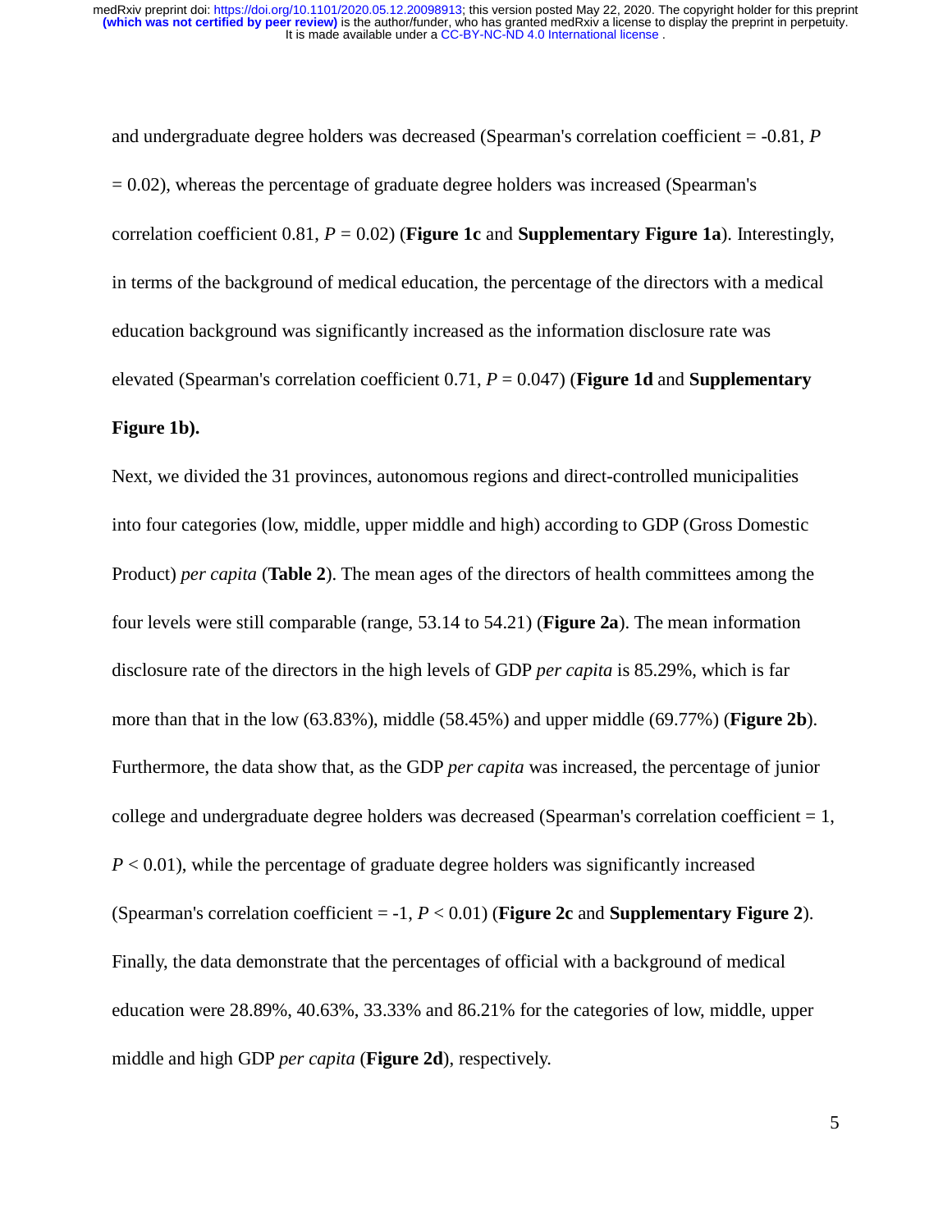and undergraduate degree holders was decreased (Spearman's correlation coefficient = -0.81, $P = 0.02$), whereas the percentage of graduate degree holders was increased (Spearman's correlation coefficient 0.81, $P = 0.02$) (**Figure 1c** and **Supplementary Figure 1a**). Interestingly, in terms of the background of medical education, the percentage of the directors with a medical education background was significantly increased as the information disclosure rate was elevated (Spearman's correlation coefficient 0.71, $P = 0.047$) (**Figure 1d** and **Supplementary Figure 1b).**

Next, we divided the 31 provinces, autonomous regions and direct-controlled municipalities into four categories (low, middle, upper middle and high) according to GDP (Gross Domestic Product) *per capita* (**Table 2**). The mean ages of the directors of health committees among the four levels were still comparable (range, 53.14 to 54.21) (**Figure 2a**). The mean information disclosure rate of the directors in the high levels of GDP *per capita* is 85.29%, which is far more than that in the low (63.83%), middle (58.45%) and upper middle (69.77%) (**Figure 2b**). Furthermore, the data show that, as the GDP *per capita* was increased, the percentage of junior college and undergraduate degree holders was decreased (Spearman's correlation coefficient = 1, $P < 0.01$), while the percentage of graduate degree holders was significantly increased (Spearman's correlation coefficient = -1, $P < 0.01$) (**Figure 2c** and **Supplementary Figure 2**). Finally, the data demonstrate that the percentages of official with a background of medical education were 28.89%, 40.63%, 33.33% and 86.21% for the categories of low, middle, upper middle and high GDP *per capita* (**Figure 2d**), respectively.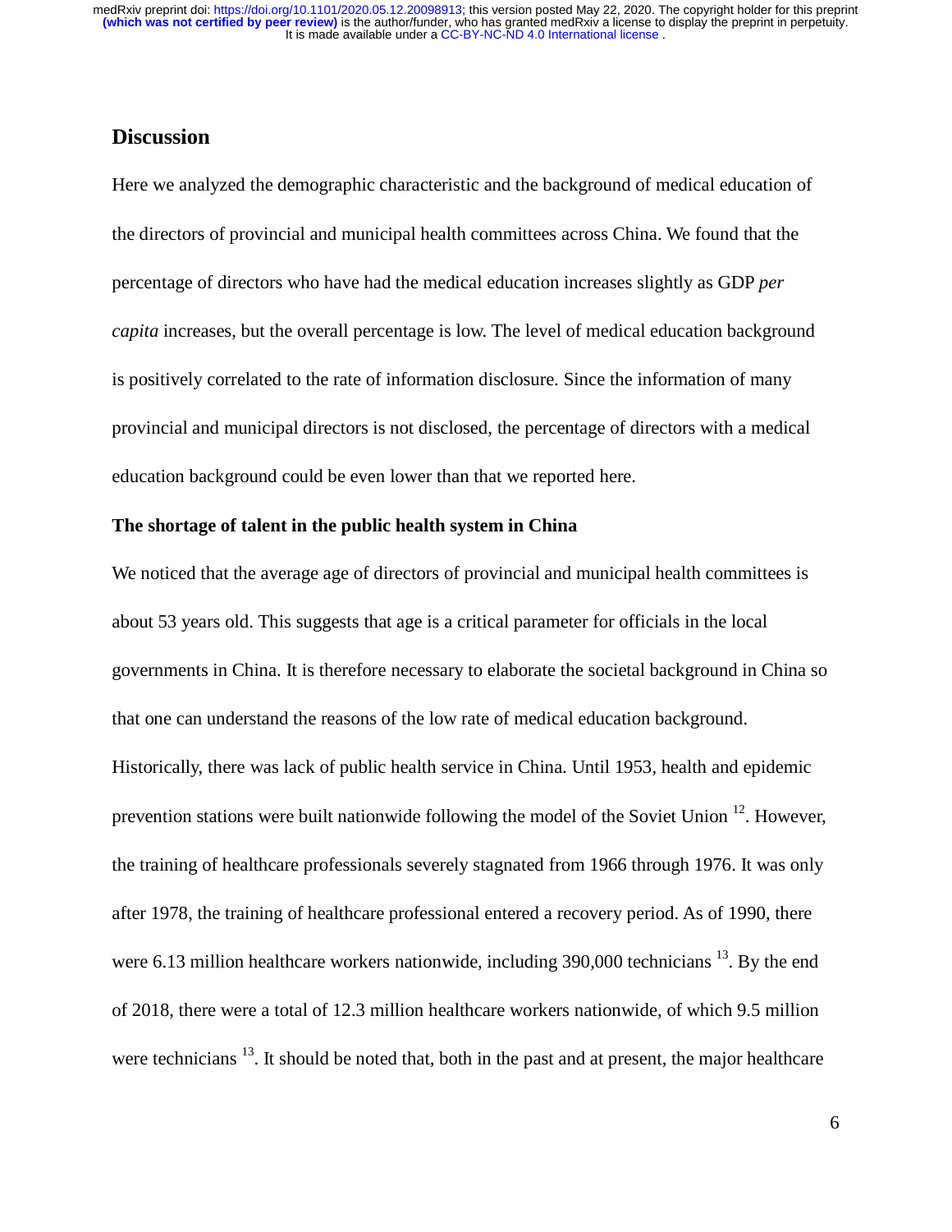## Discussion

Here we analyzed the demographic characteristic and the background of medical education of the directors of provincial and municipal health committees across China. We found that the percentage of directors who have had the medical education increases slightly as GDP *per capita* increases, but the overall percentage is low. The level of medical education background is positively correlated to the rate of information disclosure. Since the information of many provincial and municipal directors is not disclosed, the percentage of directors with a medical education background could be even lower than that we reported here.

### The shortage of talent in the public health system in China

We noticed that the average age of directors of provincial and municipal health committees is about 53 years old. This suggests that age is a critical parameter for officials in the local governments in China. It is therefore necessary to elaborate the societal background in China so that one can understand the reasons of the low rate of medical education background. Historically, there was lack of public health service in China. Until 1953, health and epidemic prevention stations were built nationwide following the model of the Soviet Union [12]. However, the training of healthcare professionals severely stagnated from 1966 through 1976. It was only after 1978, the training of healthcare professional entered a recovery period. As of 1990, there were 6.13 million healthcare workers nationwide, including 390,000 technicians [13]. By the end of 2018, there were a total of 12.3 million healthcare workers nationwide, of which 9.5 million were technicians [13]. It should be noted that, both in the past and at present, the major healthcare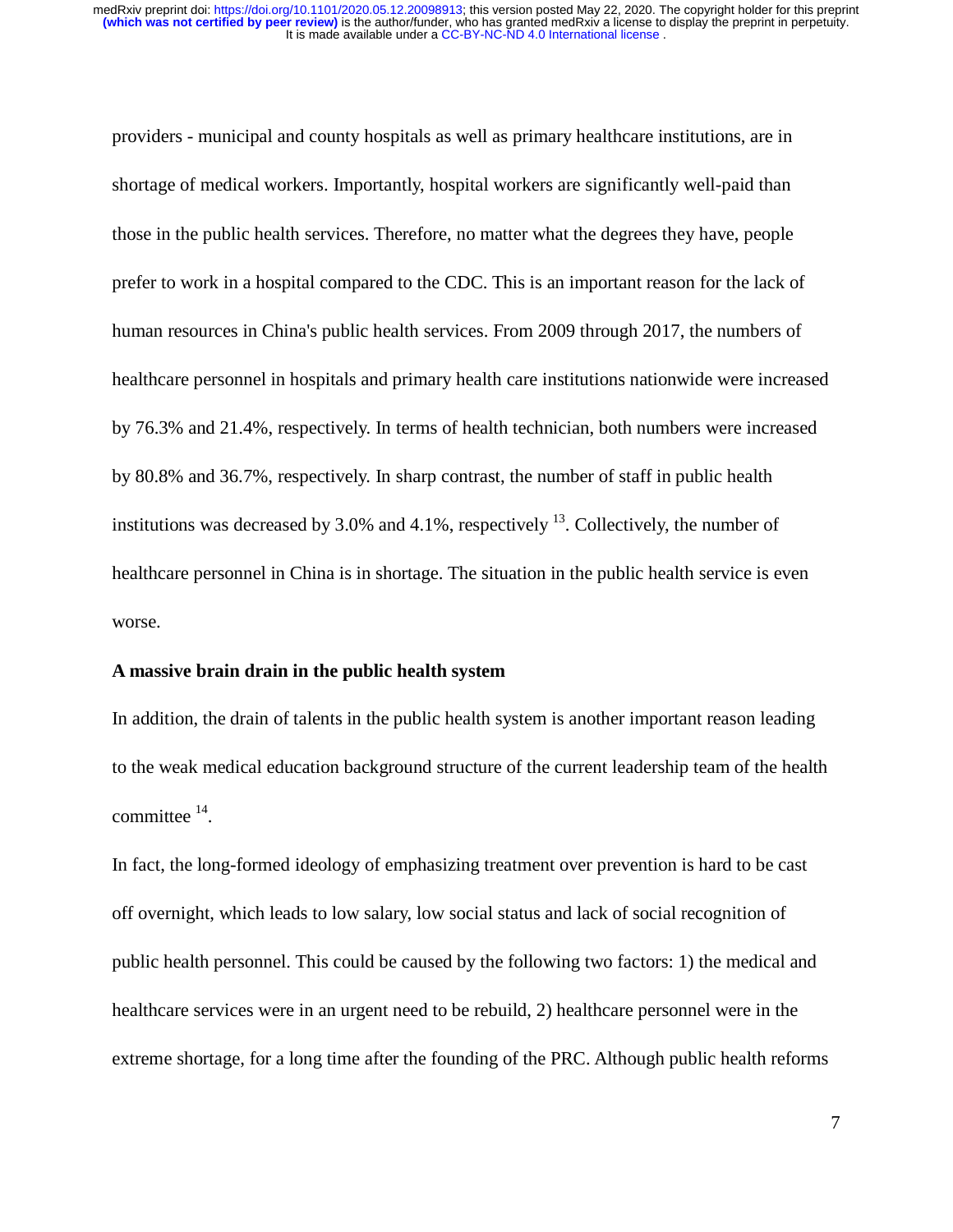providers - municipal and county hospitals as well as primary healthcare institutions, are in shortage of medical workers. Importantly, hospital workers are significantly well-paid than those in the public health services. Therefore, no matter what the degrees they have, people prefer to work in a hospital compared to the CDC. This is an important reason for the lack of human resources in China's public health services. From 2009 through 2017, the numbers of healthcare personnel in hospitals and primary health care institutions nationwide were increased by 76.3% and 21.4%, respectively. In terms of health technician, both numbers were increased by 80.8% and 36.7%, respectively. In sharp contrast, the number of staff in public health institutions was decreased by 3.0% and 4.1%, respectively [13]. Collectively, the number of healthcare personnel in China is in shortage. The situation in the public health service is even worse.

**A massive brain drain in the public health system**

In addition, the drain of talents in the public health system is another important reason leading to the weak medical education background structure of the current leadership team of the health committee [14].

In fact, the long-formed ideology of emphasizing treatment over prevention is hard to be cast off overnight, which leads to low salary, low social status and lack of social recognition of public health personnel. This could be caused by the following two factors: 1) the medical and healthcare services were in an urgent need to be rebuild, 2) healthcare personnel were in the extreme shortage, for a long time after the founding of the PRC. Although public health reforms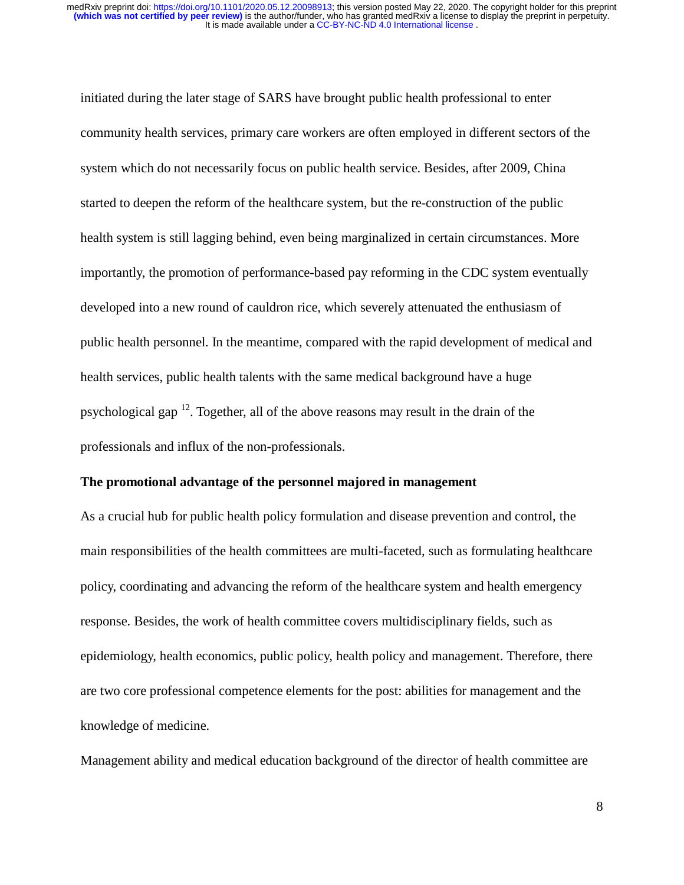initiated during the later stage of SARS have brought public health professional to enter community health services, primary care workers are often employed in different sectors of the system which do not necessarily focus on public health service. Besides, after 2009, China started to deepen the reform of the healthcare system, but the re-construction of the public health system is still lagging behind, even being marginalized in certain circumstances. More importantly, the promotion of performance-based pay reforming in the CDC system eventually developed into a new round of cauldron rice, which severely attenuated the enthusiasm of public health personnel. In the meantime, compared with the rapid development of medical and health services, public health talents with the same medical background have a huge psychological gap [12]. Together, all of the above reasons may result in the drain of the professionals and influx of the non-professionals.

**The promotional advantage of the personnel majored in management**

As a crucial hub for public health policy formulation and disease prevention and control, the main responsibilities of the health committees are multi-faceted, such as formulating healthcare policy, coordinating and advancing the reform of the healthcare system and health emergency response. Besides, the work of health committee covers multidisciplinary fields, such as epidemiology, health economics, public policy, health policy and management. Therefore, there are two core professional competence elements for the post: abilities for management and the knowledge of medicine.

Management ability and medical education background of the director of health committee are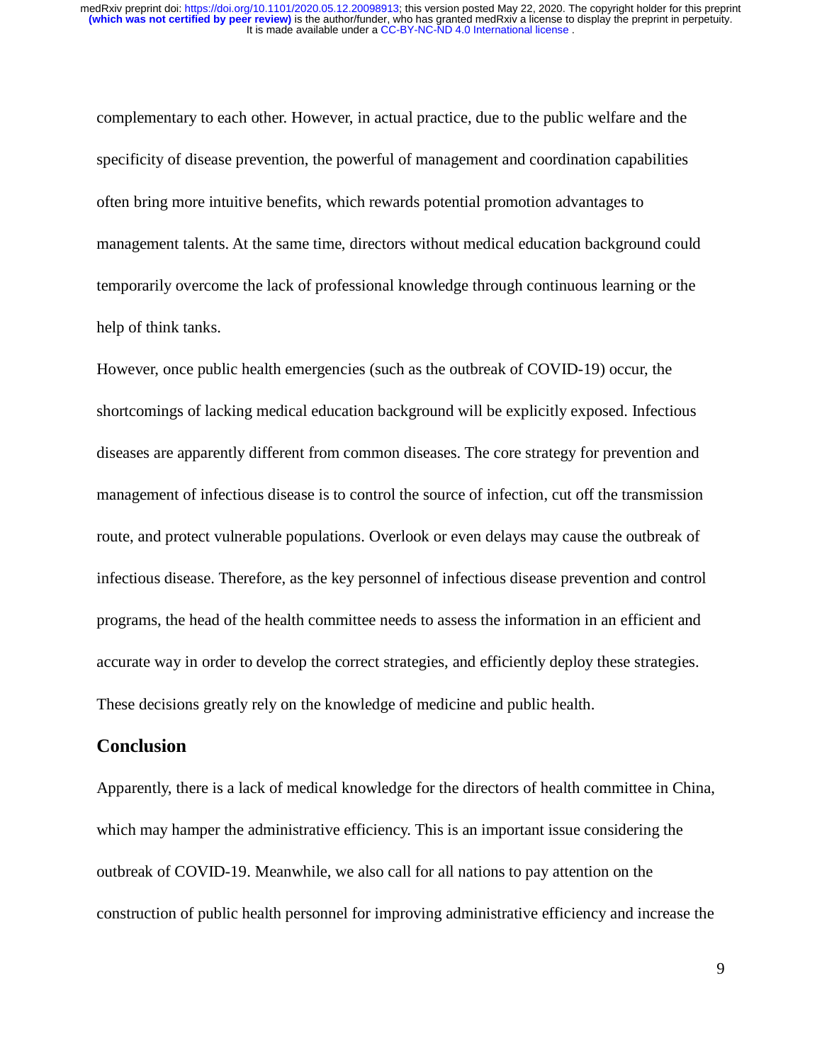complementary to each other. However, in actual practice, due to the public welfare and the specificity of disease prevention, the powerful of management and coordination capabilities often bring more intuitive benefits, which rewards potential promotion advantages to management talents. At the same time, directors without medical education background could temporarily overcome the lack of professional knowledge through continuous learning or the help of think tanks.

However, once public health emergencies (such as the outbreak of COVID-19) occur, the shortcomings of lacking medical education background will be explicitly exposed. Infectious diseases are apparently different from common diseases. The core strategy for prevention and management of infectious disease is to control the source of infection, cut off the transmission route, and protect vulnerable populations. Overlook or even delays may cause the outbreak of infectious disease. Therefore, as the key personnel of infectious disease prevention and control programs, the head of the health committee needs to assess the information in an efficient and accurate way in order to develop the correct strategies, and efficiently deploy these strategies. These decisions greatly rely on the knowledge of medicine and public health.

## Conclusion

Apparently, there is a lack of medical knowledge for the directors of health committee in China, which may hamper the administrative efficiency. This is an important issue considering the outbreak of COVID-19. Meanwhile, we also call for all nations to pay attention on the construction of public health personnel for improving administrative efficiency and increase the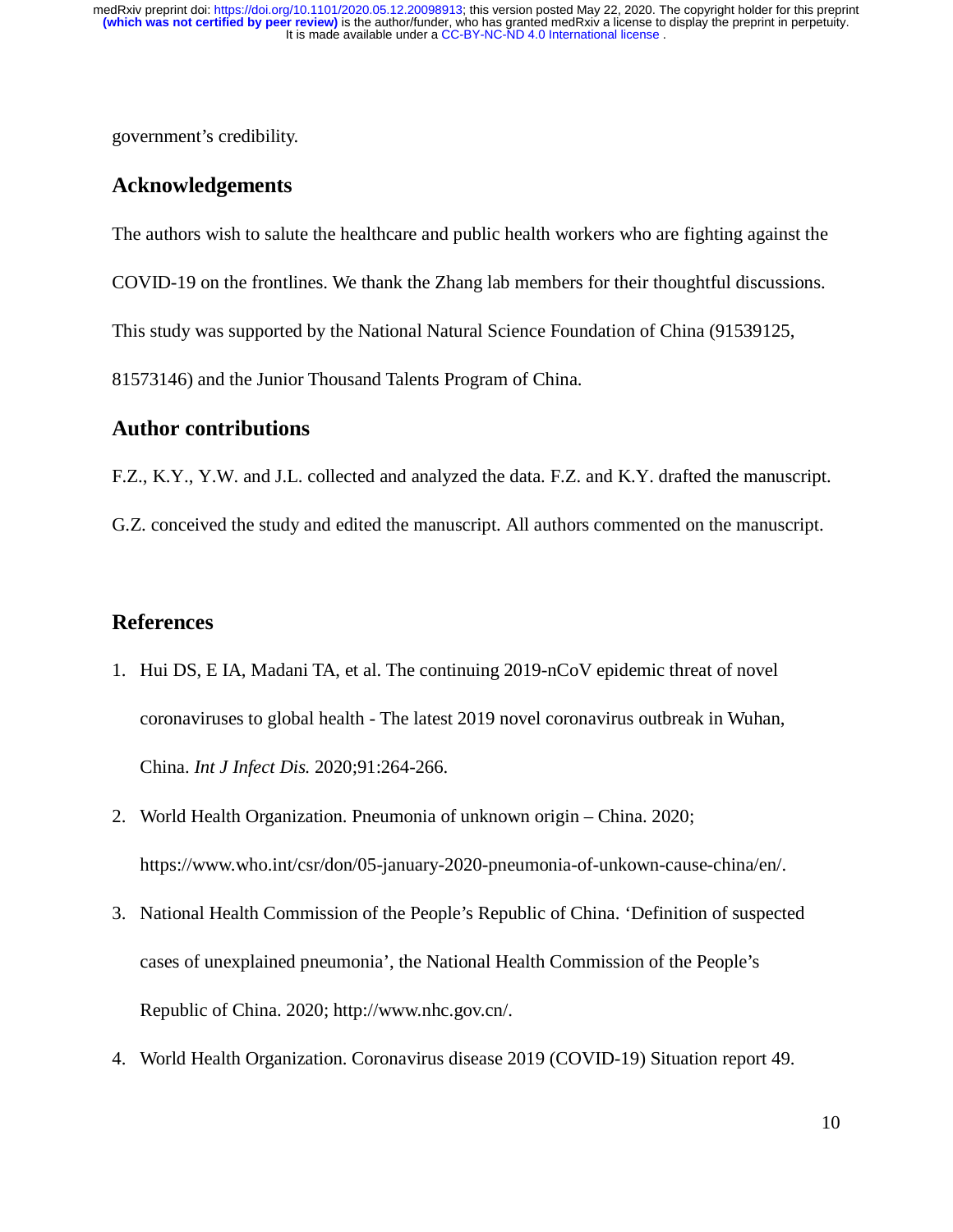government's credibility.

## Acknowledgements

The authors wish to salute the healthcare and public health workers who are fighting against the COVID-19 on the frontlines. We thank the Zhang lab members for their thoughtful discussions. This study was supported by the National Natural Science Foundation of China (91539125, 81573146) and the Junior Thousand Talents Program of China.

## Author contributions

F.Z., K.Y., Y.W. and J.L. collected and analyzed the data. F.Z. and K.Y. drafted the manuscript. G.Z. conceived the study and edited the manuscript. All authors commented on the manuscript.

## References

1. Hui DS, E IA, Madani TA, et al. The continuing 2019-nCoV epidemic threat of novel coronaviruses to global health - The latest 2019 novel coronavirus outbreak in Wuhan, China. *Int J Infect Dis.* 2020;91:264-266.
2. World Health Organization. Pneumonia of unknown origin – China. 2020; https://www.who.int/csr/don/05-january-2020-pneumonia-of-unkown-cause-china/en/.
3. National Health Commission of the People's Republic of China. 'Definition of suspected cases of unexplained pneumonia', the National Health Commission of the People's Republic of China. 2020; http://www.nhc.gov.cn/.
4. World Health Organization. Coronavirus disease 2019 (COVID-19) Situation report 49.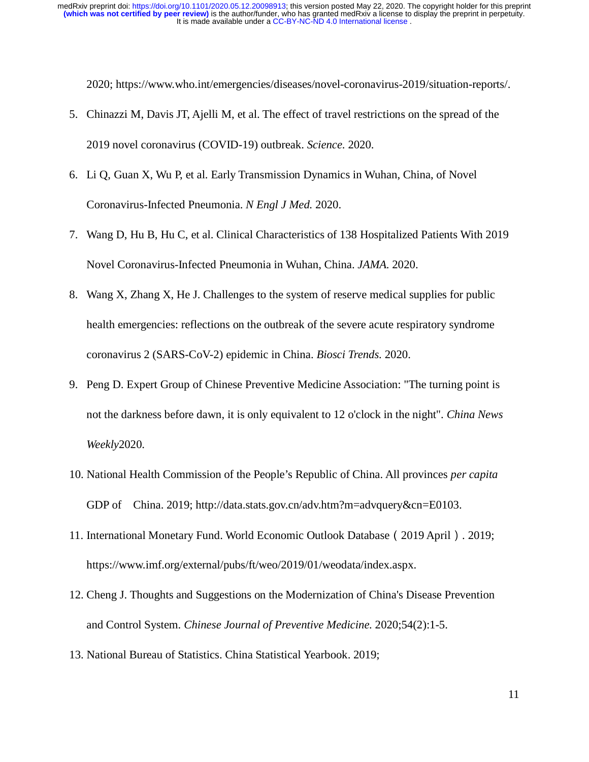2020; https://www.who.int/emergencies/diseases/novel-coronavirus-2019/situation-reports/.

5. Chinazzi M, Davis JT, Ajelli M, et al. The effect of travel restrictions on the spread of the 2019 novel coronavirus (COVID-19) outbreak. *Science.* 2020.
6. Li Q, Guan X, Wu P, et al. Early Transmission Dynamics in Wuhan, China, of Novel Coronavirus-Infected Pneumonia. *N Engl J Med.* 2020.
7. Wang D, Hu B, Hu C, et al. Clinical Characteristics of 138 Hospitalized Patients With 2019 Novel Coronavirus-Infected Pneumonia in Wuhan, China. *JAMA.* 2020.
8. Wang X, Zhang X, He J. Challenges to the system of reserve medical supplies for public health emergencies: reflections on the outbreak of the severe acute respiratory syndrome coronavirus 2 (SARS-CoV-2) epidemic in China. *Biosci Trends.* 2020.
9. Peng D. Expert Group of Chinese Preventive Medicine Association: "The turning point is not the darkness before dawn, it is only equivalent to 12 o'clock in the night". *China News Weekly*2020.
10. National Health Commission of the People's Republic of China. All provinces *per capita* GDP of China. 2019; http://data.stats.gov.cn/adv.htm?m=advquery&cn=E0103.
11. International Monetary Fund. World Economic Outlook Database（2019 April）. 2019; https://www.imf.org/external/pubs/ft/weo/2019/01/weodata/index.aspx.
12. Cheng J. Thoughts and Suggestions on the Modernization of China's Disease Prevention and Control System. *Chinese Journal of Preventive Medicine.* 2020;54(2):1-5.
13. National Bureau of Statistics. China Statistical Yearbook. 2019;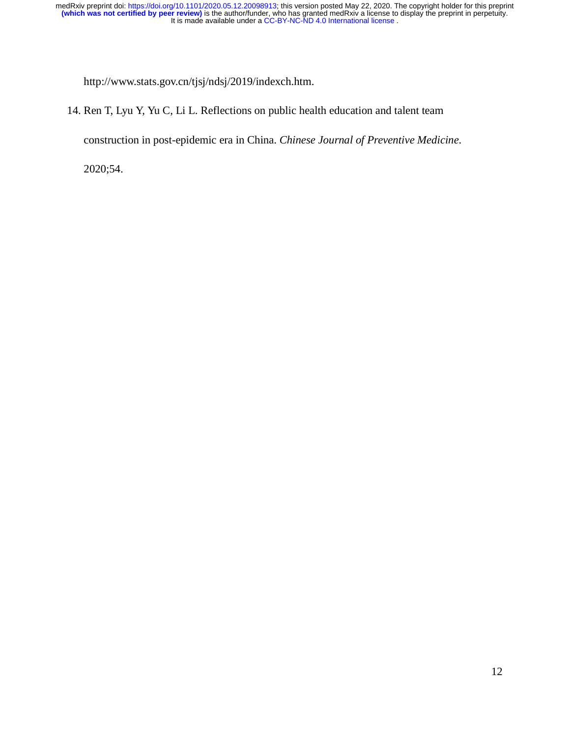http://www.stats.gov.cn/tjsj/ndsj/2019/indexch.htm.

14. Ren T, Lyu Y, Yu C, Li L. Reflections on public health education and talent team construction in post-epidemic era in China. *Chinese Journal of Preventive Medicine.* 2020;54.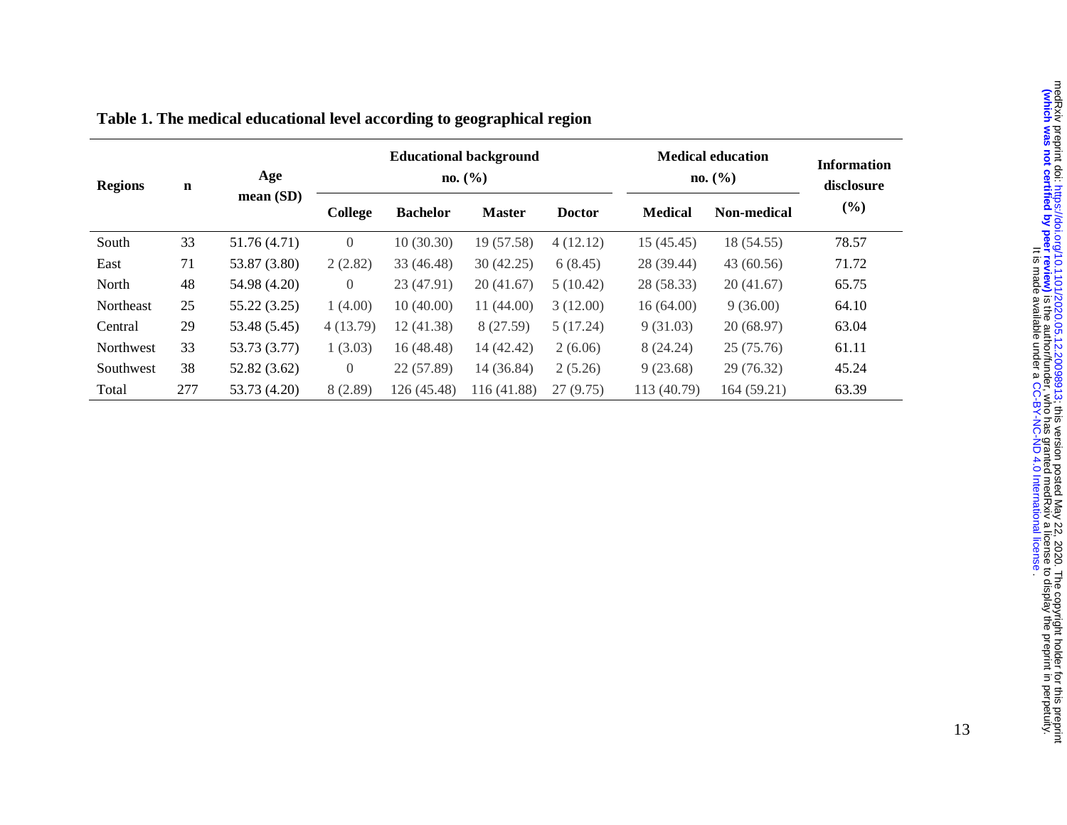**Table 1. The medical educational level according to geographical region**

| Regions | n | Age mean (SD) | Educational background no. (%) | | | | Medical education no. (%) | | Information disclosure (%) |
|---|---|---|---|---|---|---|---|---|---|
| | | | College | Bachelor | Master | Doctor | Medical | Non-medical | |
| South | 33 | 51.76 (4.71) | 0 | 10 (30.30) | 19 (57.58) | 4 (12.12) | 15 (45.45) | 18 (54.55) | 78.57 |
| East | 71 | 53.87 (3.80) | 2 (2.82) | 33 (46.48) | 30 (42.25) | 6 (8.45) | 28 (39.44) | 43 (60.56) | 71.72 |
| North | 48 | 54.98 (4.20) | 0 | 23 (47.91) | 20 (41.67) | 5 (10.42) | 28 (58.33) | 20 (41.67) | 65.75 |
| Northeast | 25 | 55.22 (3.25) | 1 (4.00) | 10 (40.00) | 11 (44.00) | 3 (12.00) | 16 (64.00) | 9 (36.00) | 64.10 |
| Central | 29 | 53.48 (5.45) | 4 (13.79) | 12 (41.38) | 8 (27.59) | 5 (17.24) | 9 (31.03) | 20 (68.97) | 63.04 |
| Northwest | 33 | 53.73 (3.77) | 1 (3.03) | 16 (48.48) | 14 (42.42) | 2 (6.06) | 8 (24.24) | 25 (75.76) | 61.11 |
| Southwest | 38 | 52.82 (3.62) | 0 | 22 (57.89) | 14 (36.84) | 2 (5.26) | 9 (23.68) | 29 (76.32) | 45.24 |
| Total | 277 | 53.73 (4.20) | 8 (2.89) | 126 (45.48) | 116 (41.88) | 27 (9.75) | 113 (40.79) | 164 (59.21) | 63.39 |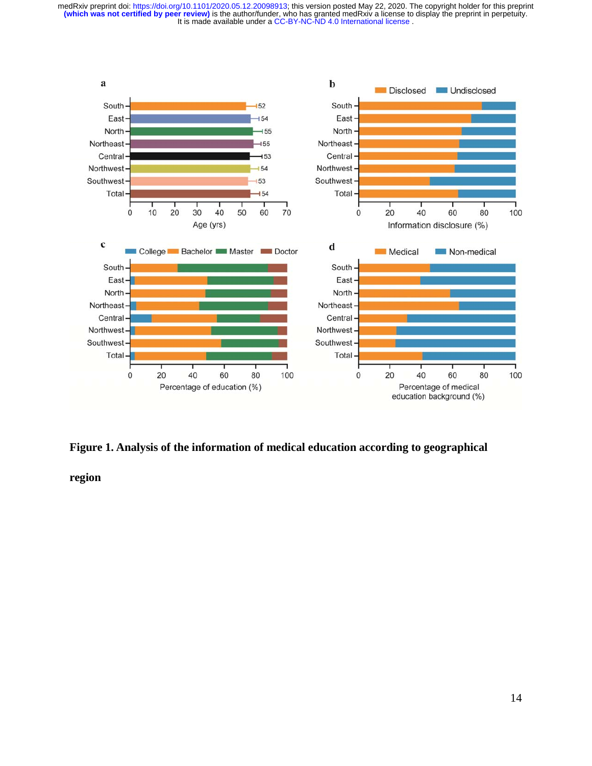**Figure 1. Analysis of the information of medical education according to geographical region**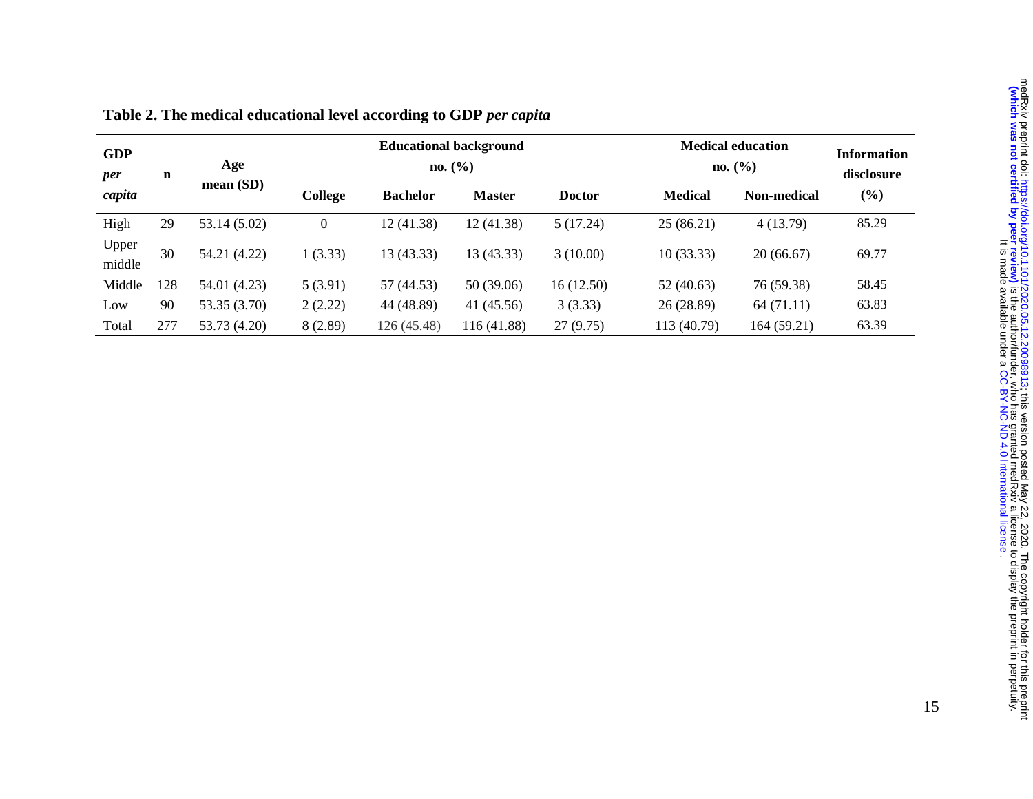**Table 2. The medical educational level according to GDP *per capita***

| GDP *per capita* | n | Age mean (SD) | Educational background no. (%) | | | | Medical education no. (%) | | Information disclosure (%) |
|---|---|---|---|---|---|---|---|---|---|
| | | | College | Bachelor | Master | Doctor | Medical | Non-medical | |
| High | 29 | 53.14 (5.02) | 0 | 12 (41.38) | 12 (41.38) | 5 (17.24) | 25 (86.21) | 4 (13.79) | 85.29 |
| Upper middle | 30 | 54.21 (4.22) | 1 (3.33) | 13 (43.33) | 13 (43.33) | 3 (10.00) | 10 (33.33) | 20 (66.67) | 69.77 |
| Middle | 128 | 54.01 (4.23) | 5 (3.91) | 57 (44.53) | 50 (39.06) | 16 (12.50) | 52 (40.63) | 76 (59.38) | 58.45 |
| Low | 90 | 53.35 (3.70) | 2 (2.22) | 44 (48.89) | 41 (45.56) | 3 (3.33) | 26 (28.89) | 64 (71.11) | 63.83 |
| Total | 277 | 53.73 (4.20) | 8 (2.89) | 126 (45.48) | 116 (41.88) | 27 (9.75) | 113 (40.79) | 164 (59.21) | 63.39 |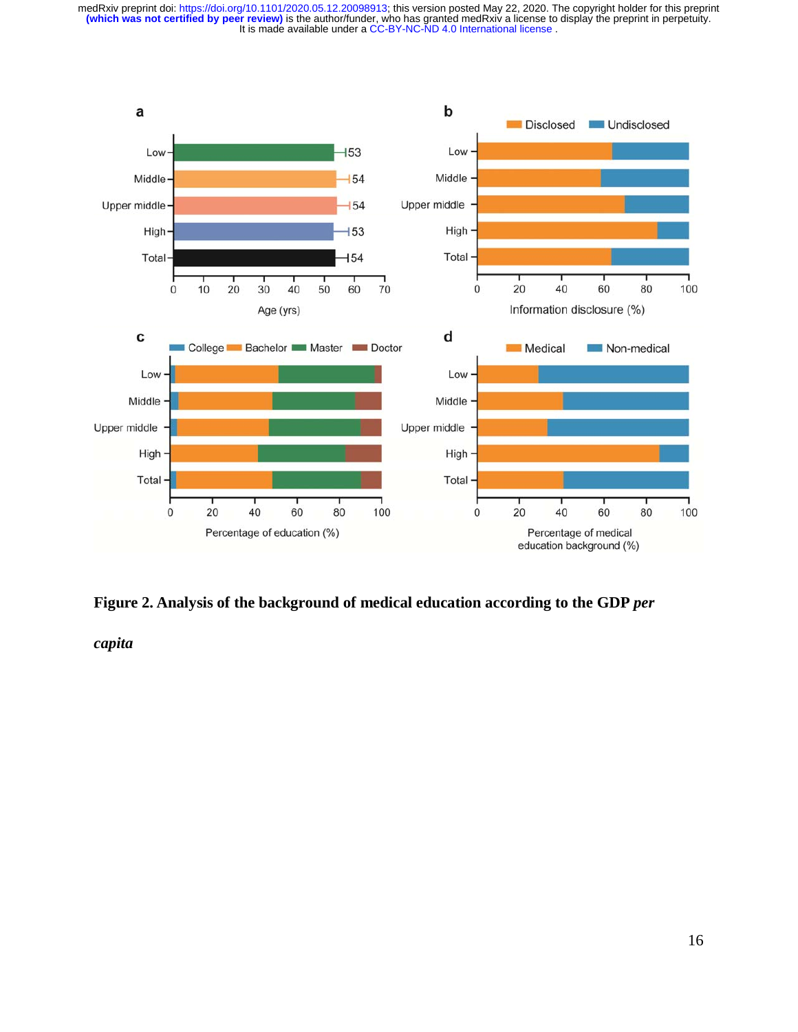**Figure 2. Analysis of the background of medical education according to the GDP *per capita***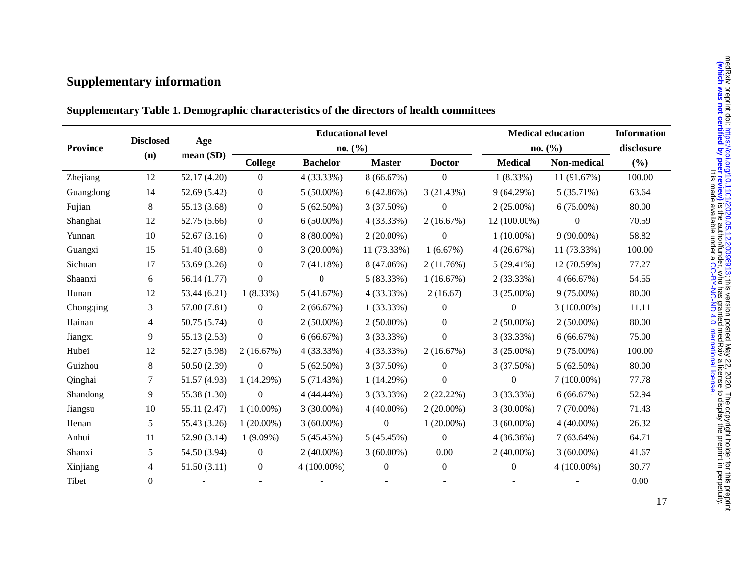## Supplementary information

### Supplementary Table 1. Demographic characteristics of the directors of health committees

| Province | Disclosed (n) | Age mean (SD) | Educational level no. (%) | | | | Medical education no. (%) | | Information disclosure (%) |
|---|---|---|---|---|---|---|---|---|---|
| | | | College | Bachelor | Master | Doctor | Medical | Non-medical | |
| Zhejiang | 12 | 52.17 (4.20) | 0 | 4 (33.33%) | 8 (66.67%) | 0 | 1 (8.33%) | 11 (91.67%) | 100.00 |
| Guangdong | 14 | 52.69 (5.42) | 0 | 5 (50.00%) | 6 (42.86%) | 3 (21.43%) | 9 (64.29%) | 5 (35.71%) | 63.64 |
| Fujian | 8 | 55.13 (3.68) | 0 | 5 (62.50%) | 3 (37.50%) | 0 | 2 (25.00%) | 6 (75.00%) | 80.00 |
| Shanghai | 12 | 52.75 (5.66) | 0 | 6 (50.00%) | 4 (33.33%) | 2 (16.67%) | 12 (100.00%) | 0 | 70.59 |
| Yunnan | 10 | 52.67 (3.16) | 0 | 8 (80.00%) | 2 (20.00%) | 0 | 1 (10.00%) | 9 (90.00%) | 58.82 |
| Guangxi | 15 | 51.40 (3.68) | 0 | 3 (20.00%) | 11 (73.33%) | 1 (6.67%) | 4 (26.67%) | 11 (73.33%) | 100.00 |
| Sichuan | 17 | 53.69 (3.26) | 0 | 7 (41.18%) | 8 (47.06%) | 2 (11.76%) | 5 (29.41%) | 12 (70.59%) | 77.27 |
| Shaanxi | 6 | 56.14 (1.77) | 0 | 0 | 5 (83.33%) | 1 (16.67%) | 2 (33.33%) | 4 (66.67%) | 54.55 |
| Hunan | 12 | 53.44 (6.21) | 1 (8.33%) | 5 (41.67%) | 4 (33.33%) | 2 (16.67) | 3 (25.00%) | 9 (75.00%) | 80.00 |
| Chongqing | 3 | 57.00 (7.81) | 0 | 2 (66.67%) | 1 (33.33%) | 0 | 0 | 3 (100.00%) | 11.11 |
| Hainan | 4 | 50.75 (5.74) | 0 | 2 (50.00%) | 2 (50.00%) | 0 | 2 (50.00%) | 2 (50.00%) | 80.00 |
| Jiangxi | 9 | 55.13 (2.53) | 0 | 6 (66.67%) | 3 (33.33%) | 0 | 3 (33.33%) | 6 (66.67%) | 75.00 |
| Hubei | 12 | 52.27 (5.98) | 2 (16.67%) | 4 (33.33%) | 4 (33.33%) | 2 (16.67%) | 3 (25.00%) | 9 (75.00%) | 100.00 |
| Guizhou | 8 | 50.50 (2.39) | 0 | 5 (62.50%) | 3 (37.50%) | 0 | 3 (37.50%) | 5 (62.50%) | 80.00 |
| Qinghai | 7 | 51.57 (4.93) | 1 (14.29%) | 5 (71.43%) | 1 (14.29%) | 0 | 0 | 7 (100.00%) | 77.78 |
| Shandong | 9 | 55.38 (1.30) | 0 | 4 (44.44%) | 3 (33.33%) | 2 (22.22%) | 3 (33.33%) | 6 (66.67%) | 52.94 |
| Jiangsu | 10 | 55.11 (2.47) | 1 (10.00%) | 3 (30.00%) | 4 (40.00%) | 2 (20.00%) | 3 (30.00%) | 7 (70.00%) | 71.43 |
| Henan | 5 | 55.43 (3.26) | 1 (20.00%) | 3 (60.00%) | 0 | 1 (20.00%) | 3 (60.00%) | 4 (40.00%) | 26.32 |
| Anhui | 11 | 52.90 (3.14) | 1 (9.09%) | 5 (45.45%) | 5 (45.45%) | 0 | 4 (36.36%) | 7 (63.64%) | 64.71 |
| Shanxi | 5 | 54.50 (3.94) | 0 | 2 (40.00%) | 3 (60.00%) | 0.00 | 2 (40.00%) | 3 (60.00%) | 41.67 |
| Xinjiang | 4 | 51.50 (3.11) | 0 | 4 (100.00%) | 0 | 0 | 0 | 4 (100.00%) | 30.77 |
| Tibet | 0 | - | - | - | - | - | - | - | 0.00 |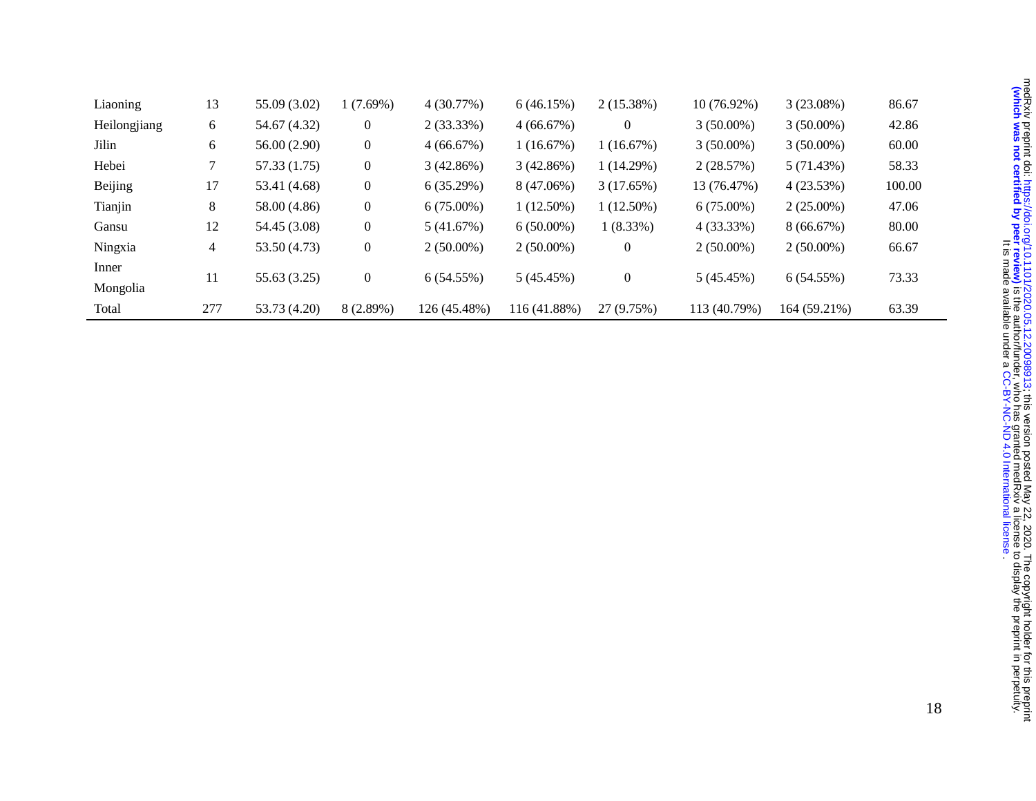| | | | | | | | | | |
|---|---|---|---|---|---|---|---|---|---|
| Liaoning | 13 | 55.09 (3.02) | 1 (7.69%) | 4 (30.77%) | 6 (46.15%) | 2 (15.38%) | 10 (76.92%) | 3 (23.08%) | 86.67 |
| Heilongjiang | 6 | 54.67 (4.32) | 0 | 2 (33.33%) | 4 (66.67%) | 0 | 3 (50.00%) | 3 (50.00%) | 42.86 |
| Jilin | 6 | 56.00 (2.90) | 0 | 4 (66.67%) | 1 (16.67%) | 1 (16.67%) | 3 (50.00%) | 3 (50.00%) | 60.00 |
| Hebei | 7 | 57.33 (1.75) | 0 | 3 (42.86%) | 3 (42.86%) | 1 (14.29%) | 2 (28.57%) | 5 (71.43%) | 58.33 |
| Beijing | 17 | 53.41 (4.68) | 0 | 6 (35.29%) | 8 (47.06%) | 3 (17.65%) | 13 (76.47%) | 4 (23.53%) | 100.00 |
| Tianjin | 8 | 58.00 (4.86) | 0 | 6 (75.00%) | 1 (12.50%) | 1 (12.50%) | 6 (75.00%) | 2 (25.00%) | 47.06 |
| Gansu | 12 | 54.45 (3.08) | 0 | 5 (41.67%) | 6 (50.00%) | 1 (8.33%) | 4 (33.33%) | 8 (66.67%) | 80.00 |
| Ningxia | 4 | 53.50 (4.73) | 0 | 2 (50.00%) | 2 (50.00%) | 0 | 2 (50.00%) | 2 (50.00%) | 66.67 |
| Inner Mongolia | 11 | 55.63 (3.25) | 0 | 6 (54.55%) | 5 (45.45%) | 0 | 5 (45.45%) | 6 (54.55%) | 73.33 |
| Total | 277 | 53.73 (4.20) | 8 (2.89%) | 126 (45.48%) | 116 (41.88%) | 27 (9.75%) | 113 (40.79%) | 164 (59.21%) | 63.39 |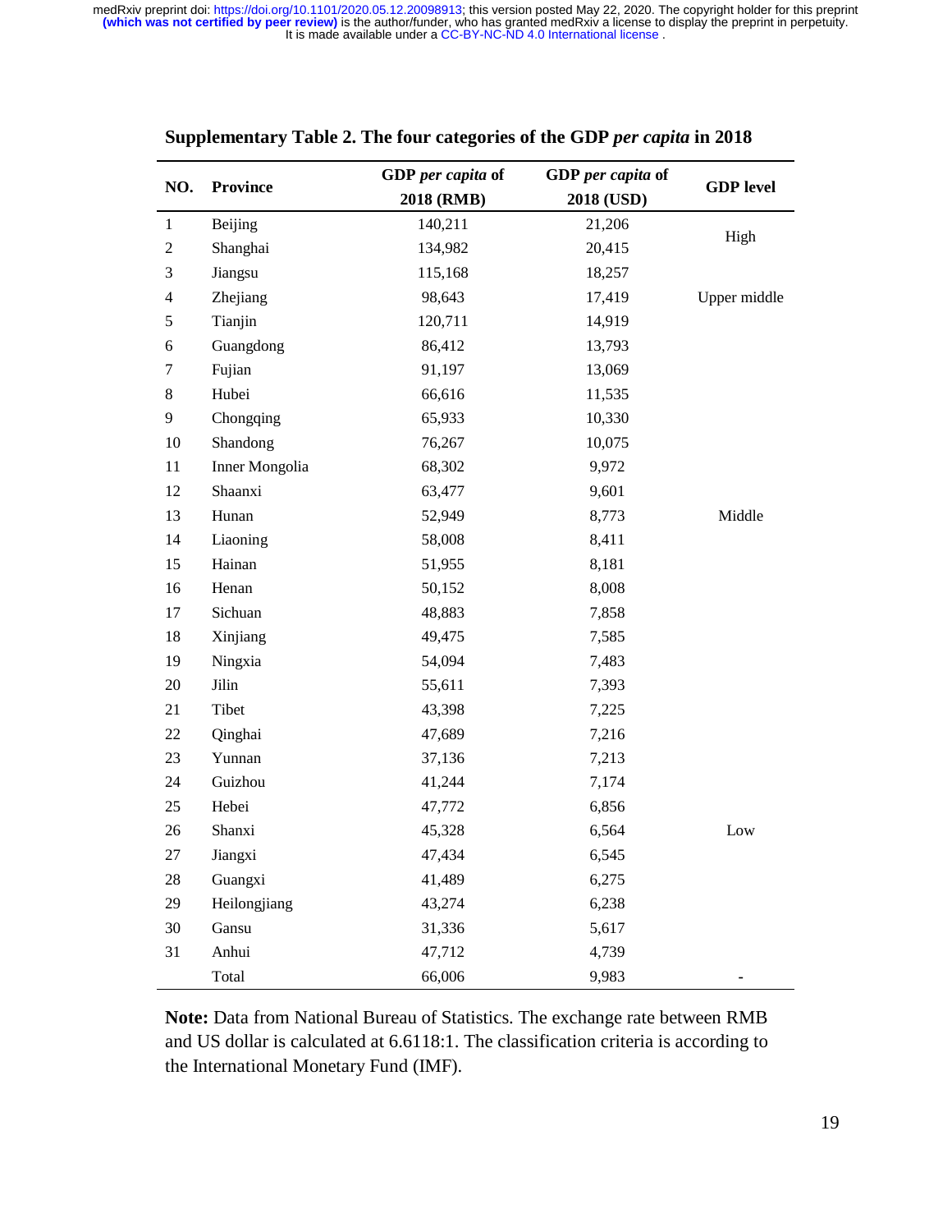**Supplementary Table 2. The four categories of the GDP *per capita* in 2018**

| NO. | Province | GDP *per capita* of 2018 (RMB) | GDP *per capita* of 2018 (USD) | GDP level |
|---|---|---|---|---|
| 1 | Beijing | 140,211 | 21,206 | High |
| 2 | Shanghai | 134,982 | 20,415 | |
| 3 | Jiangsu | 115,168 | 18,257 | Upper middle |
| 4 | Zhejiang | 98,643 | 17,419 | |
| 5 | Tianjin | 120,711 | 14,919 | |
| 6 | Guangdong | 86,412 | 13,793 | |
| 7 | Fujian | 91,197 | 13,069 | |
| 8 | Hubei | 66,616 | 11,535 | Middle |
| 9 | Chongqing | 65,933 | 10,330 | |
| 10 | Shandong | 76,267 | 10,075 | |
| 11 | Inner Mongolia | 68,302 | 9,972 | |
| 12 | Shaanxi | 63,477 | 9,601 | |
| 13 | Hunan | 52,949 | 8,773 | |
| 14 | Liaoning | 58,008 | 8,411 | |
| 15 | Hainan | 51,955 | 8,181 | |
| 16 | Henan | 50,152 | 8,008 | |
| 17 | Sichuan | 48,883 | 7,858 | |
| 18 | Xinjiang | 49,475 | 7,585 | |
| 19 | Ningxia | 54,094 | 7,483 | Low |
| 20 | Jilin | 55,611 | 7,393 | |
| 21 | Tibet | 43,398 | 7,225 | |
| 22 | Qinghai | 47,689 | 7,216 | |
| 23 | Yunnan | 37,136 | 7,213 | |
| 24 | Guizhou | 41,244 | 7,174 | |
| 25 | Hebei | 47,772 | 6,856 | |
| 26 | Shanxi | 45,328 | 6,564 | |
| 27 | Jiangxi | 47,434 | 6,545 | |
| 28 | Guangxi | 41,489 | 6,275 | |
| 29 | Heilongjiang | 43,274 | 6,238 | |
| 30 | Gansu | 31,336 | 5,617 | |
| 31 | Anhui | 47,712 | 4,739 | |
| | Total | 66,006 | 9,983 | - |

**Note:** Data from National Bureau of Statistics. The exchange rate between RMB and US dollar is calculated at 6.6118:1. The classification criteria is according to the International Monetary Fund (IMF).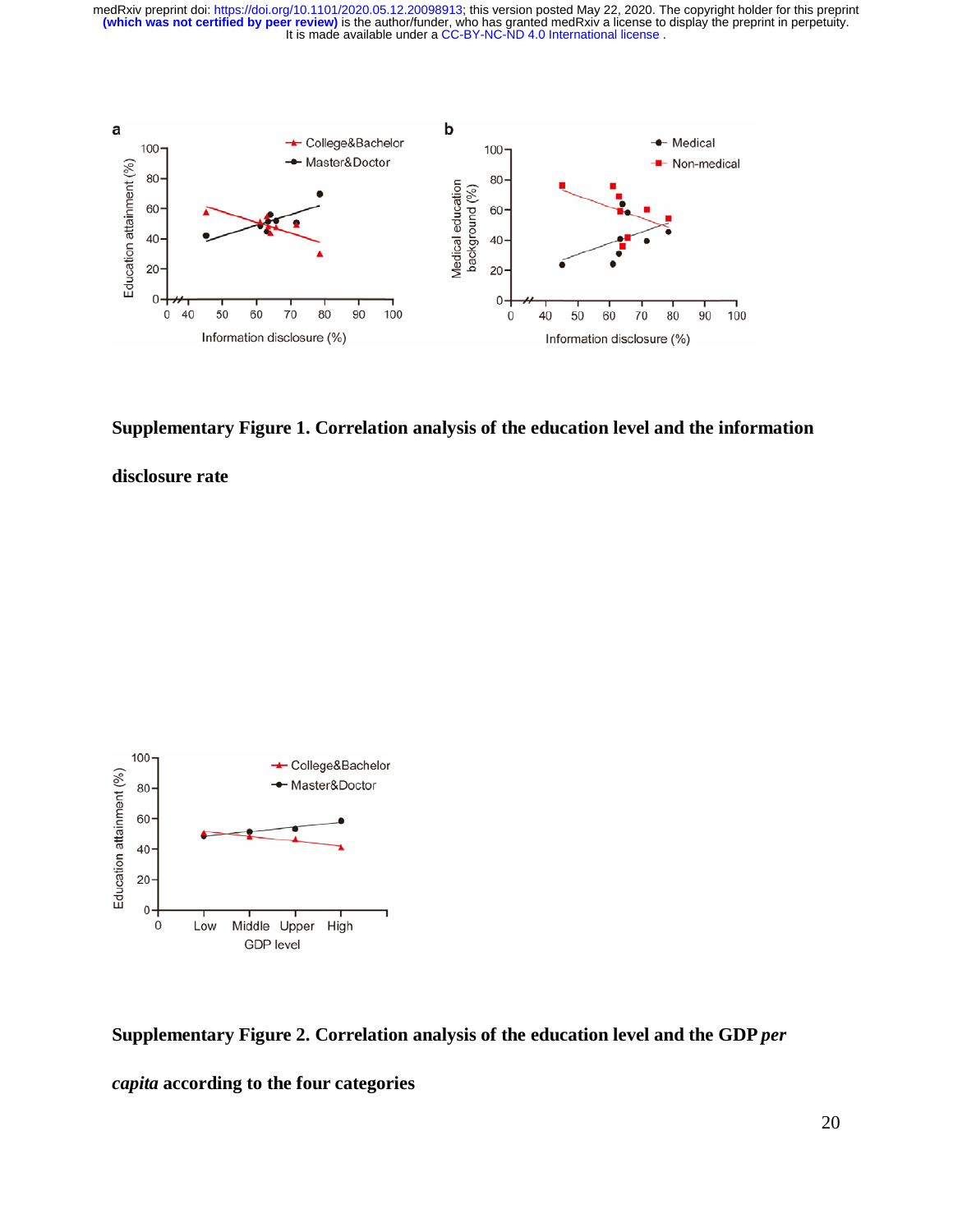a

Education attainment (%)

100
80
60
40
20
0

0 40 50 60 70 80 90 100

Information disclosure (%)

College&Bachelor

Master&Doctor

b

Medical education background (%)

100
80
60
40
20
0

0 40 50 60 70 80 90 100

Information disclosure (%)

Medical

Non-medical

**Supplementary Figure 1. Correlation analysis of the education level and the information disclosure rate**

Education attainment (%)

100
80
60
40
20
0

0 Low Middle Upper High

GDP level

College&Bachelor

Master&Doctor

**Supplementary Figure 2. Correlation analysis of the education level and the GDP *per capita* according to the four categories**